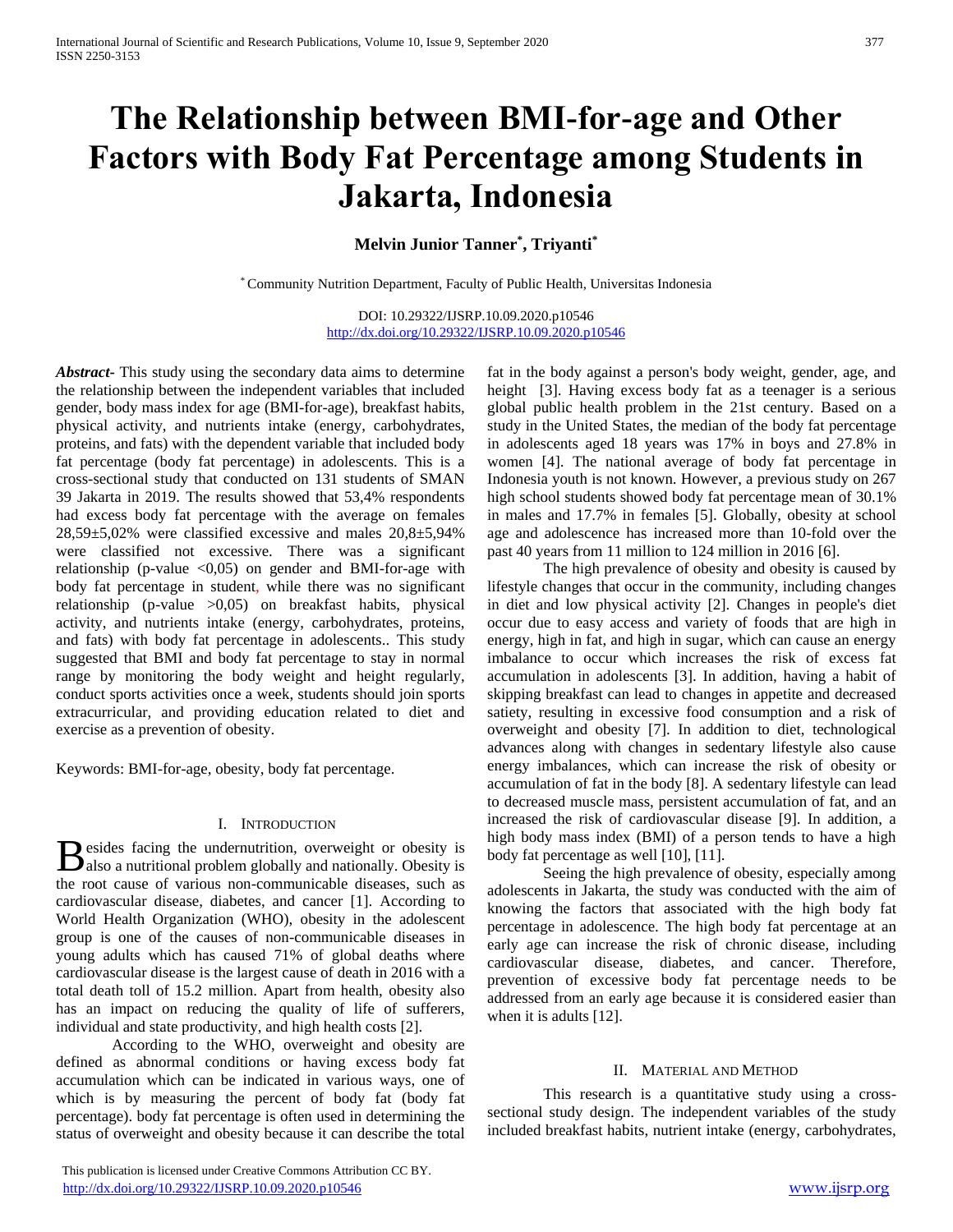# The Relationship between BMI-for-age and Other Factors with Body Fat Percentage among Students in Jakarta, Indonesia

**Melvin Junior Tanner[*], Triyanti[*]**

[*] Community Nutrition Department, Faculty of Public Health, Universitas Indonesia

DOI: 10.29322/IJSRP.10.09.2020.p10546
http://dx.doi.org/10.29322/IJSRP.10.09.2020.p10546

***Abstract***- This study using the secondary data aims to determine the relationship between the independent variables that included gender, body mass index for age (BMI-for-age), breakfast habits, physical activity, and nutrients intake (energy, carbohydrates, proteins, and fats) with the dependent variable that included body fat percentage (body fat percentage) in adolescents. This is a cross-sectional study that conducted on 131 students of SMAN 39 Jakarta in 2019. The results showed that 53,4% respondents had excess body fat percentage with the average on females 28,59±5,02% were classified excessive and males 20,8±5,94% were classified not excessive. There was a significant relationship (p-value <0,05) on gender and BMI-for-age with body fat percentage in student, while there was no significant relationship (p-value >0,05) on breakfast habits, physical activity, and nutrients intake (energy, carbohydrates, proteins, and fats) with body fat percentage in adolescents.. This study suggested that BMI and body fat percentage to stay in normal range by monitoring the body weight and height regularly, conduct sports activities once a week, students should join sports extracurricular, and providing education related to diet and exercise as a prevention of obesity.

Keywords: BMI-for-age, obesity, body fat percentage.

## I. Introduction

Besides facing the undernutrition, overweight or obesity is also a nutritional problem globally and nationally. Obesity is the root cause of various non-communicable diseases, such as cardiovascular disease, diabetes, and cancer [1]. According to World Health Organization (WHO), obesity in the adolescent group is one of the causes of non-communicable diseases in young adults which has caused 71% of global deaths where cardiovascular disease is the largest cause of death in 2016 with a total death toll of 15.2 million. Apart from health, obesity also has an impact on reducing the quality of life of sufferers, individual and state productivity, and high health costs [2].

According to the WHO, overweight and obesity are defined as abnormal conditions or having excess body fat accumulation which can be indicated in various ways, one of which is by measuring the percent of body fat (body fat percentage). body fat percentage is often used in determining the status of overweight and obesity because it can describe the total fat in the body against a person's body weight, gender, age, and height [3]. Having excess body fat as a teenager is a serious global public health problem in the 21st century. Based on a study in the United States, the median of the body fat percentage in adolescents aged 18 years was 17% in boys and 27.8% in women [4]. The national average of body fat percentage in Indonesia youth is not known. However, a previous study on 267 high school students showed body fat percentage mean of 30.1% in males and 17.7% in females [5]. Globally, obesity at school age and adolescence has increased more than 10-fold over the past 40 years from 11 million to 124 million in 2016 [6].

The high prevalence of obesity and obesity is caused by lifestyle changes that occur in the community, including changes in diet and low physical activity [2]. Changes in people's diet occur due to easy access and variety of foods that are high in energy, high in fat, and high in sugar, which can cause an energy imbalance to occur which increases the risk of excess fat accumulation in adolescents [3]. In addition, having a habit of skipping breakfast can lead to changes in appetite and decreased satiety, resulting in excessive food consumption and a risk of overweight and obesity [7]. In addition to diet, technological advances along with changes in sedentary lifestyle also cause energy imbalances, which can increase the risk of obesity or accumulation of fat in the body [8]. A sedentary lifestyle can lead to decreased muscle mass, persistent accumulation of fat, and an increased the risk of cardiovascular disease [9]. In addition, a high body mass index (BMI) of a person tends to have a high body fat percentage as well [10], [11].

Seeing the high prevalence of obesity, especially among adolescents in Jakarta, the study was conducted with the aim of knowing the factors that associated with the high body fat percentage in adolescence. The high body fat percentage at an early age can increase the risk of chronic disease, including cardiovascular disease, diabetes, and cancer. Therefore, prevention of excessive body fat percentage needs to be addressed from an early age because it is considered easier than when it is adults [12].

## II. Material and Method

This research is a quantitative study using a cross-sectional study design. The independent variables of the study included breakfast habits, nutrient intake (energy, carbohydrates,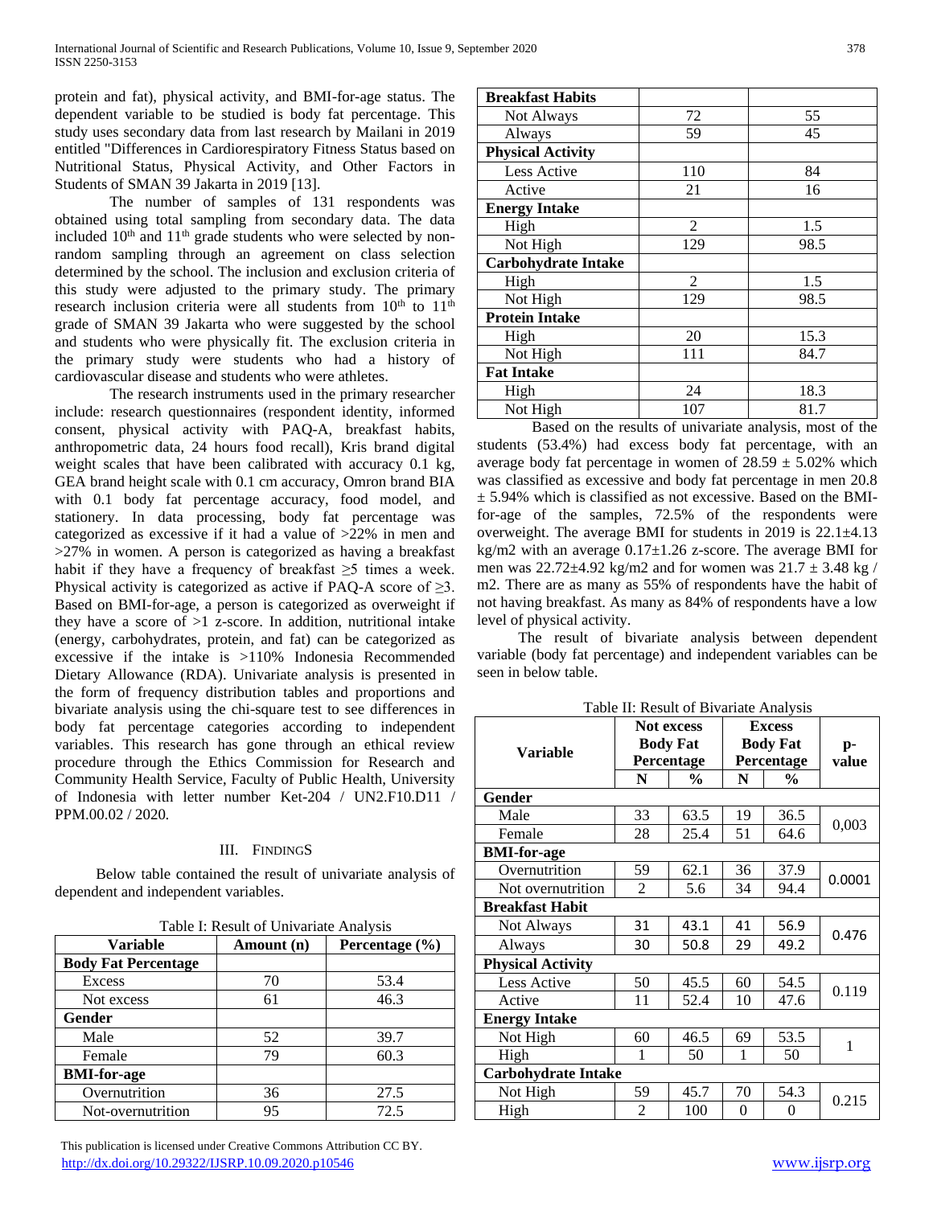protein and fat), physical activity, and BMI-for-age status. The dependent variable to be studied is body fat percentage. This study uses secondary data from last research by Mailani in 2019 entitled "Differences in Cardiorespiratory Fitness Status based on Nutritional Status, Physical Activity, and Other Factors in Students of SMAN 39 Jakarta in 2019 [13].

The number of samples of 131 respondents was obtained using total sampling from secondary data. The data included $10^{th}$ and $11^{th}$ grade students who were selected by non-random sampling through an agreement on class selection determined by the school. The inclusion and exclusion criteria of this study were adjusted to the primary study. The primary research inclusion criteria were all students from $10^{th}$ to $11^{th}$ grade of SMAN 39 Jakarta who were suggested by the school and students who were physically fit. The exclusion criteria in the primary study were students who had a history of cardiovascular disease and students who were athletes.

The research instruments used in the primary researcher include: research questionnaires (respondent identity, informed consent, physical activity with PAQ-A, breakfast habits, anthropometric data, 24 hours food recall), Kris brand digital weight scales that have been calibrated with accuracy 0.1 kg, GEA brand height scale with 0.1 cm accuracy, Omron brand BIA with 0.1 body fat percentage accuracy, food model, and stationery. In data processing, body fat percentage was categorized as excessive if it had a value of >22% in men and >27% in women. A person is categorized as having a breakfast habit if they have a frequency of breakfast ≥5 times a week. Physical activity is categorized as active if PAQ-A score of ≥3. Based on BMI-for-age, a person is categorized as overweight if they have a score of >1 z-score. In addition, nutritional intake (energy, carbohydrates, protein, and fat) can be categorized as excessive if the intake is >110% Indonesia Recommended Dietary Allowance (RDA). Univariate analysis is presented in the form of frequency distribution tables and proportions and bivariate analysis using the chi-square test to see differences in body fat percentage categories according to independent variables. This research has gone through an ethical review procedure through the Ethics Commission for Research and Community Health Service, Faculty of Public Health, University of Indonesia with letter number Ket-204 / UN2.F10.D11 / PPM.00.02 / 2020.

## III. Findings

Below table contained the result of univariate analysis of dependent and independent variables.

Table I: Result of Univariate Analysis

| Variable | Amount (n) | Percentage (%) |
|---|---|---|
| **Body Fat Percentage** | | |
| Excess | 70 | 53.4 |
| Not excess | 61 | 46.3 |
| **Gender** | | |
| Male | 52 | 39.7 |
| Female | 79 | 60.3 |
| **BMI-for-age** | | |
| Overnutrition | 36 | 27.5 |
| Not-overnutrition | 95 | 72.5 |
| **Breakfast Habits** | | |
| Not Always | 72 | 55 |
| Always | 59 | 45 |
| **Physical Activity** | | |
| Less Active | 110 | 84 |
| Active | 21 | 16 |
| **Energy Intake** | | |
| High | 2 | 1.5 |
| Not High | 129 | 98.5 |
| **Carbohydrate Intake** | | |
| High | 2 | 1.5 |
| Not High | 129 | 98.5 |
| **Protein Intake** | | |
| High | 20 | 15.3 |
| Not High | 111 | 84.7 |
| **Fat Intake** | | |
| High | 24 | 18.3 |
| Not High | 107 | 81.7 |

Based on the results of univariate analysis, most of the students (53.4%) had excess body fat percentage, with an average body fat percentage in women of 28.59 ± 5.02% which was classified as excessive and body fat percentage in men 20.8 ± 5.94% which is classified as not excessive. Based on the BMI-for-age of the samples, 72.5% of the respondents were overweight. The average BMI for students in 2019 is 22.1±4.13 kg/m2 with an average 0.17±1.26 z-score. The average BMI for men was 22.72±4.92 kg/m2 and for women was 21.7 ± 3.48 kg / m2. There are as many as 55% of respondents have the habit of not having breakfast. As many as 84% of respondents have a low level of physical activity.

The result of bivariate analysis between dependent variable (body fat percentage) and independent variables can be seen in below table.

Table II: Result of Bivariate Analysis

| Variable | Not excess Body Fat Percentage | | Excess Body Fat Percentage | | p-value |
|---|---|---|---|---|---|
| | N | % | N | % | |
| **Gender** | | | | | |
| Male | 33 | 63.5 | 19 | 36.5 | 0,003 |
| Female | 28 | 25.4 | 51 | 64.6 | |
| **BMI-for-age** | | | | | |
| Overnutrition | 59 | 62.1 | 36 | 37.9 | 0.0001 |
| Not overnutrition | 2 | 5.6 | 34 | 94.4 | |
| **Breakfast Habit** | | | | | |
| Not Always | 31 | 43.1 | 41 | 56.9 | 0.476 |
| Always | 30 | 50.8 | 29 | 49.2 | |
| **Physical Activity** | | | | | |
| Less Active | 50 | 45.5 | 60 | 54.5 | 0.119 |
| Active | 11 | 52.4 | 10 | 47.6 | |
| **Energy Intake** | | | | | |
| Not High | 60 | 46.5 | 69 | 53.5 | 1 |
| High | 1 | 50 | 1 | 50 | |
| **Carbohydrate Intake** | | | | | |
| Not High | 59 | 45.7 | 70 | 54.3 | 0.215 |
| High | 2 | 100 | 0 | 0 | |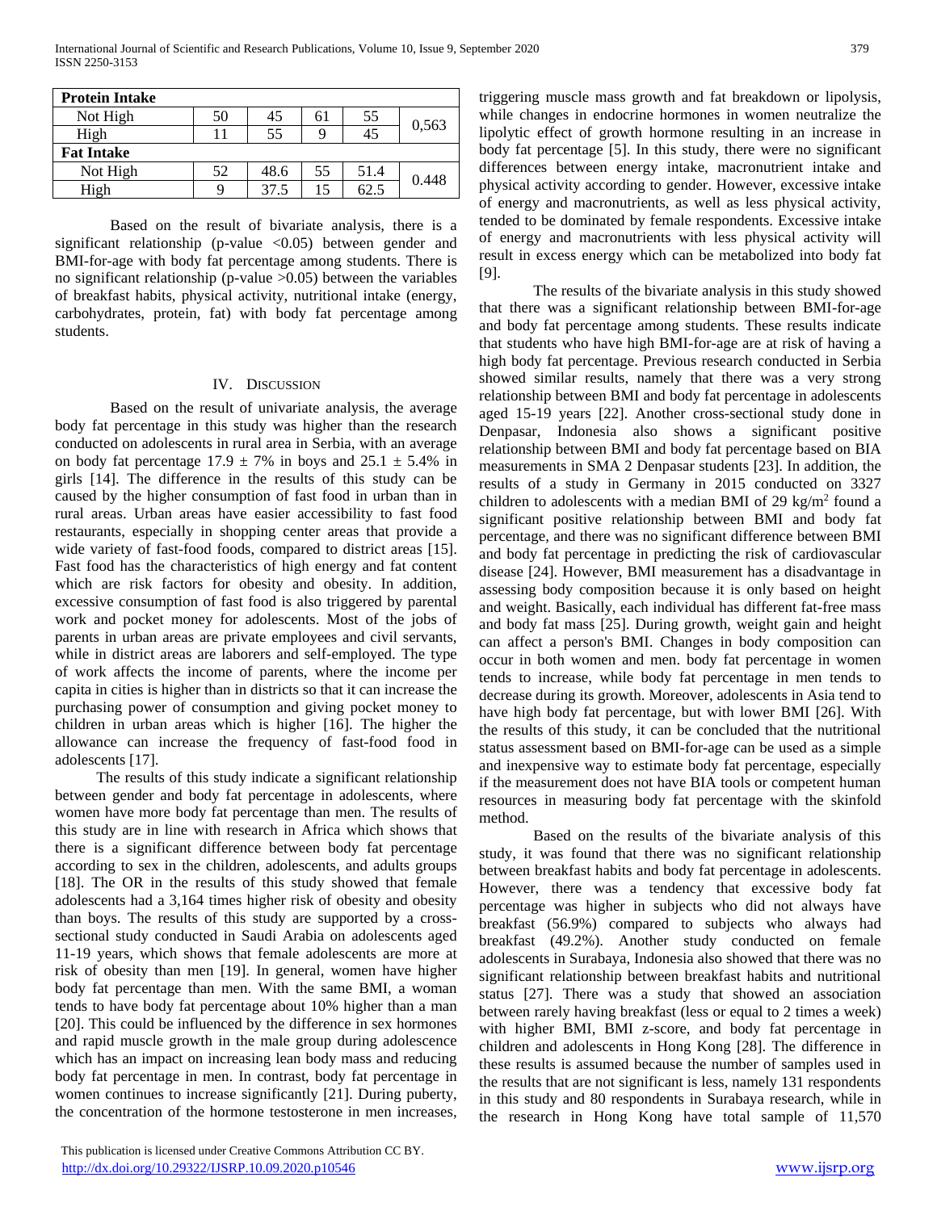| **Protein Intake** | | | | | |
|---|---|---|---|---|---|
| Not High | 50 | 45 | 61 | 55 | 0,563 |
| High | 11 | 55 | 9 | 45 | |
| **Fat Intake** | | | | | |
| Not High | 52 | 48.6 | 55 | 51.4 | 0.448 |
| High | 9 | 37.5 | 15 | 62.5 | |

Based on the result of bivariate analysis, there is a significant relationship (p-value <0.05) between gender and BMI-for-age with body fat percentage among students. There is no significant relationship (p-value >0.05) between the variables of breakfast habits, physical activity, nutritional intake (energy, carbohydrates, protein, fat) with body fat percentage among students.

## IV. Discussion

Based on the result of univariate analysis, the average body fat percentage in this study was higher than the research conducted on adolescents in rural area in Serbia, with an average on body fat percentage 17.9 ± 7% in boys and 25.1 ± 5.4% in girls [14]. The difference in the results of this study can be caused by the higher consumption of fast food in urban than in rural areas. Urban areas have easier accessibility to fast food restaurants, especially in shopping center areas that provide a wide variety of fast-food foods, compared to district areas [15]. Fast food has the characteristics of high energy and fat content which are risk factors for obesity and obesity. In addition, excessive consumption of fast food is also triggered by parental work and pocket money for adolescents. Most of the jobs of parents in urban areas are private employees and civil servants, while in district areas are laborers and self-employed. The type of work affects the income of parents, where the income per capita in cities is higher than in districts so that it can increase the purchasing power of consumption and giving pocket money to children in urban areas which is higher [16]. The higher the allowance can increase the frequency of fast-food food in adolescents [17].

The results of this study indicate a significant relationship between gender and body fat percentage in adolescents, where women have more body fat percentage than men. The results of this study are in line with research in Africa which shows that there is a significant difference between body fat percentage according to sex in the children, adolescents, and adults groups [18]. The OR in the results of this study showed that female adolescents had a 3,164 times higher risk of obesity and obesity than boys. The results of this study are supported by a cross-sectional study conducted in Saudi Arabia on adolescents aged 11-19 years, which shows that female adolescents are more at risk of obesity than men [19]. In general, women have higher body fat percentage than men. With the same BMI, a woman tends to have body fat percentage about 10% higher than a man [20]. This could be influenced by the difference in sex hormones and rapid muscle growth in the male group during adolescence which has an impact on increasing lean body mass and reducing body fat percentage in men. In contrast, body fat percentage in women continues to increase significantly [21]. During puberty, the concentration of the hormone testosterone in men increases, triggering muscle mass growth and fat breakdown or lipolysis, while changes in endocrine hormones in women neutralize the lipolytic effect of growth hormone resulting in an increase in body fat percentage [5]. In this study, there were no significant differences between energy intake, macronutrient intake and physical activity according to gender. However, excessive intake of energy and macronutrients, as well as less physical activity, tended to be dominated by female respondents. Excessive intake of energy and macronutrients with less physical activity will result in excess energy which can be metabolized into body fat [9].

The results of the bivariate analysis in this study showed that there was a significant relationship between BMI-for-age and body fat percentage among students. These results indicate that students who have high BMI-for-age are at risk of having a high body fat percentage. Previous research conducted in Serbia showed similar results, namely that there was a very strong relationship between BMI and body fat percentage in adolescents aged 15-19 years [22]. Another cross-sectional study done in Denpasar, Indonesia also shows a significant positive relationship between BMI and body fat percentage based on BIA measurements in SMA 2 Denpasar students [23]. In addition, the results of a study in Germany in 2015 conducted on 3327 children to adolescents with a median BMI of 29 kg/m$^2$ found a significant positive relationship between BMI and body fat percentage, and there was no significant difference between BMI and body fat percentage in predicting the risk of cardiovascular disease [24]. However, BMI measurement has a disadvantage in assessing body composition because it is only based on height and weight. Basically, each individual has different fat-free mass and body fat mass [25]. During growth, weight gain and height can affect a person's BMI. Changes in body composition can occur in both women and men. body fat percentage in women tends to increase, while body fat percentage in men tends to decrease during its growth. Moreover, adolescents in Asia tend to have high body fat percentage, but with lower BMI [26]. With the results of this study, it can be concluded that the nutritional status assessment based on BMI-for-age can be used as a simple and inexpensive way to estimate body fat percentage, especially if the measurement does not have BIA tools or competent human resources in measuring body fat percentage with the skinfold method.

Based on the results of the bivariate analysis of this study, it was found that there was no significant relationship between breakfast habits and body fat percentage in adolescents. However, there was a tendency that excessive body fat percentage was higher in subjects who did not always have breakfast (56.9%) compared to subjects who always had breakfast (49.2%). Another study conducted on female adolescents in Surabaya, Indonesia also showed that there was no significant relationship between breakfast habits and nutritional status [27]. There was a study that showed an association between rarely having breakfast (less or equal to 2 times a week) with higher BMI, BMI z-score, and body fat percentage in children and adolescents in Hong Kong [28]. The difference in these results is assumed because the number of samples used in the results that are not significant is less, namely 131 respondents in this study and 80 respondents in Surabaya research, while in the research in Hong Kong have total sample of 11,570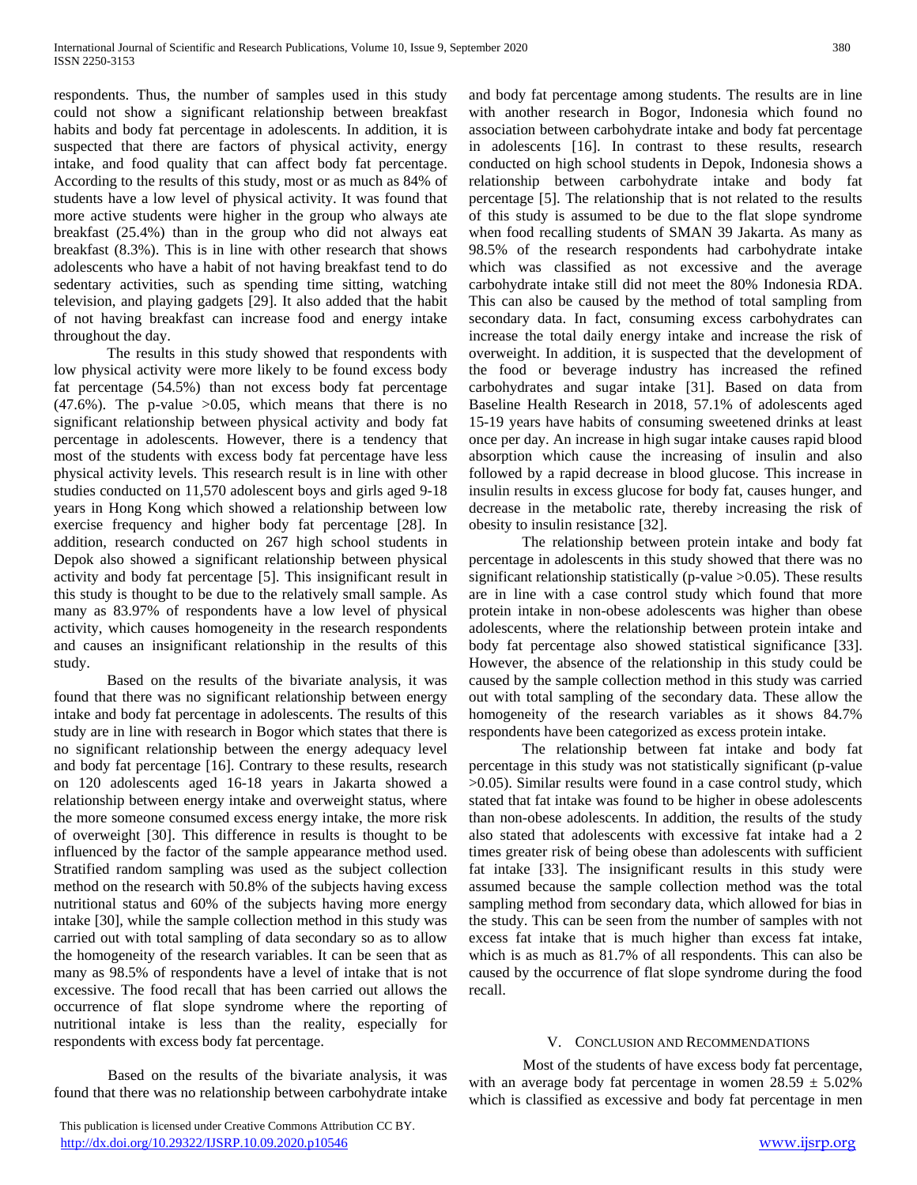respondents. Thus, the number of samples used in this study could not show a significant relationship between breakfast habits and body fat percentage in adolescents. In addition, it is suspected that there are factors of physical activity, energy intake, and food quality that can affect body fat percentage. According to the results of this study, most or as much as 84% of students have a low level of physical activity. It was found that more active students were higher in the group who always ate breakfast (25.4%) than in the group who did not always eat breakfast (8.3%). This is in line with other research that shows adolescents who have a habit of not having breakfast tend to do sedentary activities, such as spending time sitting, watching television, and playing gadgets [29]. It also added that the habit of not having breakfast can increase food and energy intake throughout the day.

The results in this study showed that respondents with low physical activity were more likely to be found excess body fat percentage (54.5%) than not excess body fat percentage (47.6%). The p-value >0.05, which means that there is no significant relationship between physical activity and body fat percentage in adolescents. However, there is a tendency that most of the students with excess body fat percentage have less physical activity levels. This research result is in line with other studies conducted on 11,570 adolescent boys and girls aged 9-18 years in Hong Kong which showed a relationship between low exercise frequency and higher body fat percentage [28]. In addition, research conducted on 267 high school students in Depok also showed a significant relationship between physical activity and body fat percentage [5]. This insignificant result in this study is thought to be due to the relatively small sample. As many as 83.97% of respondents have a low level of physical activity, which causes homogeneity in the research respondents and causes an insignificant relationship in the results of this study.

Based on the results of the bivariate analysis, it was found that there was no significant relationship between energy intake and body fat percentage in adolescents. The results of this study are in line with research in Bogor which states that there is no significant relationship between the energy adequacy level and body fat percentage [16]. Contrary to these results, research on 120 adolescents aged 16-18 years in Jakarta showed a relationship between energy intake and overweight status, where the more someone consumed excess energy intake, the more risk of overweight [30]. This difference in results is thought to be influenced by the factor of the sample appearance method used. Stratified random sampling was used as the subject collection method on the research with 50.8% of the subjects having excess nutritional status and 60% of the subjects having more energy intake [30], while the sample collection method in this study was carried out with total sampling of data secondary so as to allow the homogeneity of the research variables. It can be seen that as many as 98.5% of respondents have a level of intake that is not excessive. The food recall that has been carried out allows the occurrence of flat slope syndrome where the reporting of nutritional intake is less than the reality, especially for respondents with excess body fat percentage.

Based on the results of the bivariate analysis, it was found that there was no relationship between carbohydrate intake and body fat percentage among students. The results are in line with another research in Bogor, Indonesia which found no association between carbohydrate intake and body fat percentage in adolescents [16]. In contrast to these results, research conducted on high school students in Depok, Indonesia shows a relationship between carbohydrate intake and body fat percentage [5]. The relationship that is not related to the results of this study is assumed to be due to the flat slope syndrome when food recalling students of SMAN 39 Jakarta. As many as 98.5% of the research respondents had carbohydrate intake which was classified as not excessive and the average carbohydrate intake still did not meet the 80% Indonesia RDA. This can also be caused by the method of total sampling from secondary data. In fact, consuming excess carbohydrates can increase the total daily energy intake and increase the risk of overweight. In addition, it is suspected that the development of the food or beverage industry has increased the refined carbohydrates and sugar intake [31]. Based on data from Baseline Health Research in 2018, 57.1% of adolescents aged 15-19 years have habits of consuming sweetened drinks at least once per day. An increase in high sugar intake causes rapid blood absorption which cause the increasing of insulin and also followed by a rapid decrease in blood glucose. This increase in insulin results in excess glucose for body fat, causes hunger, and decrease in the metabolic rate, thereby increasing the risk of obesity to insulin resistance [32].

The relationship between protein intake and body fat percentage in adolescents in this study showed that there was no significant relationship statistically (p-value >0.05). These results are in line with a case control study which found that more protein intake in non-obese adolescents was higher than obese adolescents, where the relationship between protein intake and body fat percentage also showed statistical significance [33]. However, the absence of the relationship in this study could be caused by the sample collection method in this study was carried out with total sampling of the secondary data. These allow the homogeneity of the research variables as it shows 84.7% respondents have been categorized as excess protein intake.

The relationship between fat intake and body fat percentage in this study was not statistically significant (p-value >0.05). Similar results were found in a case control study, which stated that fat intake was found to be higher in obese adolescents than non-obese adolescents. In addition, the results of the study also stated that adolescents with excessive fat intake had a 2 times greater risk of being obese than adolescents with sufficient fat intake [33]. The insignificant results in this study were assumed because the sample collection method was the total sampling method from secondary data, which allowed for bias in the study. This can be seen from the number of samples with not excess fat intake that is much higher than excess fat intake, which is as much as 81.7% of all respondents. This can also be caused by the occurrence of flat slope syndrome during the food recall.

## V. Conclusion and Recommendations

Most of the students of have excess body fat percentage, with an average body fat percentage in women 28.59 ± 5.02% which is classified as excessive and body fat percentage in men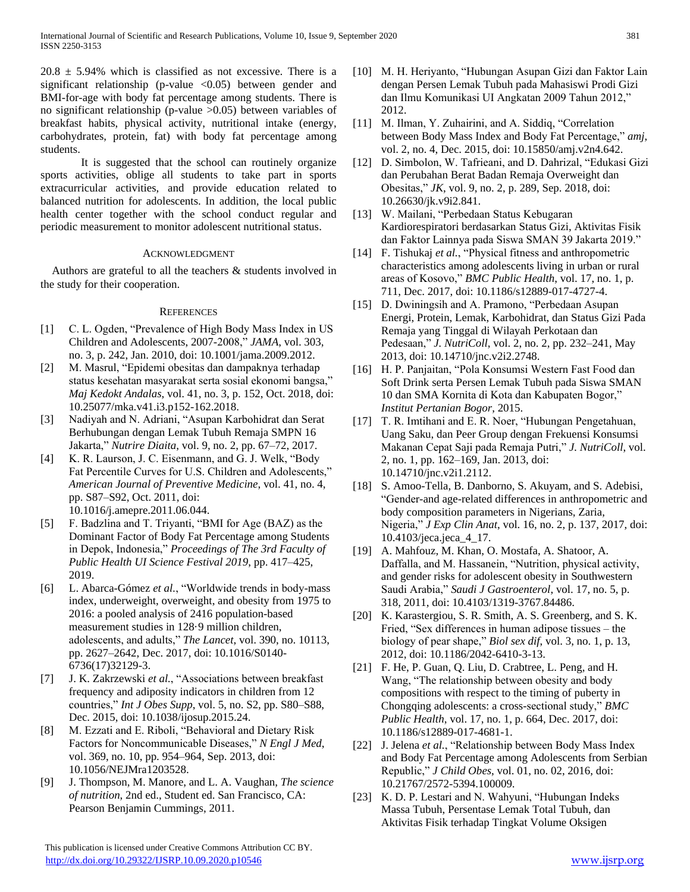$20.8 \pm 5.94\%$ which is classified as not excessive. There is a significant relationship (p-value $<0.05$) between gender and BMI-for-age with body fat percentage among students. There is no significant relationship (p-value $>0.05$) between variables of breakfast habits, physical activity, nutritional intake (energy, carbohydrates, protein, fat) with body fat percentage among students.

It is suggested that the school can routinely organize sports activities, oblige all students to take part in sports extracurricular activities, and provide education related to balanced nutrition for adolescents. In addition, the local public health center together with the school conduct regular and periodic measurement to monitor adolescent nutritional status.

## Acknowledgment

Authors are grateful to all the teachers & students involved in the study for their cooperation.

## References

[1] C. L. Ogden, "Prevalence of High Body Mass Index in US Children and Adolescents, 2007-2008," *JAMA*, vol. 303, no. 3, p. 242, Jan. 2010, doi: 10.1001/jama.2009.2012.

[2] M. Masrul, "Epidemi obesitas dan dampaknya terhadap status kesehatan masyarakat serta sosial ekonomi bangsa," *Maj Kedokt Andalas*, vol. 41, no. 3, p. 152, Oct. 2018, doi: 10.25077/mka.v41.i3.p152-162.2018.

[3] Nadiyah and N. Adriani, "Asupan Karbohidrat dan Serat Berhubungan dengan Lemak Tubuh Remaja SMPN 16 Jakarta," *Nutrire Diaita*, vol. 9, no. 2, pp. 67–72, 2017.

[4] K. R. Laurson, J. C. Eisenmann, and G. J. Welk, "Body Fat Percentile Curves for U.S. Children and Adolescents," *American Journal of Preventive Medicine*, vol. 41, no. 4, pp. S87–S92, Oct. 2011, doi: 10.1016/j.amepre.2011.06.044.

[5] F. Badzlina and T. Triyanti, "BMI for Age (BAZ) as the Dominant Factor of Body Fat Percentage among Students in Depok, Indonesia," *Proceedings of The 3rd Faculty of Public Health UI Science Festival 2019*, pp. 417–425, 2019.

[6] L. Abarca-Gómez *et al.*, "Worldwide trends in body-mass index, underweight, overweight, and obesity from 1975 to 2016: a pooled analysis of 2416 population-based measurement studies in 128·9 million children, adolescents, and adults," *The Lancet*, vol. 390, no. 10113, pp. 2627–2642, Dec. 2017, doi: 10.1016/S0140-6736(17)32129-3.

[7] J. K. Zakrzewski *et al.*, "Associations between breakfast frequency and adiposity indicators in children from 12 countries," *Int J Obes Supp*, vol. 5, no. S2, pp. S80–S88, Dec. 2015, doi: 10.1038/ijosup.2015.24.

[8] M. Ezzati and E. Riboli, "Behavioral and Dietary Risk Factors for Noncommunicable Diseases," *N Engl J Med*, vol. 369, no. 10, pp. 954–964, Sep. 2013, doi: 10.1056/NEJMra1203528.

[9] J. Thompson, M. Manore, and L. A. Vaughan, *The science of nutrition*, 2nd ed., Student ed. San Francisco, CA: Pearson Benjamin Cummings, 2011.

[10] M. H. Heriyanto, "Hubungan Asupan Gizi dan Faktor Lain dengan Persen Lemak Tubuh pada Mahasiswi Prodi Gizi dan Ilmu Komunikasi UI Angkatan 2009 Tahun 2012," 2012.

[11] M. Ilman, Y. Zuhairini, and A. Siddiq, "Correlation between Body Mass Index and Body Fat Percentage," *amj*, vol. 2, no. 4, Dec. 2015, doi: 10.15850/amj.v2n4.642.

[12] D. Simbolon, W. Tafrieani, and D. Dahrizal, "Edukasi Gizi dan Perubahan Berat Badan Remaja Overweight dan Obesitas," *JK*, vol. 9, no. 2, p. 289, Sep. 2018, doi: 10.26630/jk.v9i2.841.

[13] W. Mailani, "Perbedaan Status Kebugaran Kardiorespiratori berdasarkan Status Gizi, Aktivitas Fisik dan Faktor Lainnya pada Siswa SMAN 39 Jakarta 2019."

[14] F. Tishukaj *et al.*, "Physical fitness and anthropometric characteristics among adolescents living in urban or rural areas of Kosovo," *BMC Public Health*, vol. 17, no. 1, p. 711, Dec. 2017, doi: 10.1186/s12889-017-4727-4.

[15] D. Dwiningsih and A. Pramono, "Perbedaan Asupan Energi, Protein, Lemak, Karbohidrat, dan Status Gizi Pada Remaja yang Tinggal di Wilayah Perkotaan dan Pedesaan," *J. NutriColl*, vol. 2, no. 2, pp. 232–241, May 2013, doi: 10.14710/jnc.v2i2.2748.

[16] H. P. Panjaitan, "Pola Konsumsi Western Fast Food dan Soft Drink serta Persen Lemak Tubuh pada Siswa SMAN 10 dan SMA Kornita di Kota dan Kabupaten Bogor," *Institut Pertanian Bogor*, 2015.

[17] T. R. Imtihani and E. R. Noer, "Hubungan Pengetahuan, Uang Saku, dan Peer Group dengan Frekuensi Konsumsi Makanan Cepat Saji pada Remaja Putri," *J. NutriColl*, vol. 2, no. 1, pp. 162–169, Jan. 2013, doi: 10.14710/jnc.v2i1.2112.

[18] S. Amoo-Tella, B. Danborno, S. Akuyam, and S. Adebisi, "Gender-and age-related differences in anthropometric and body composition parameters in Nigerians, Zaria, Nigeria," *J Exp Clin Anat*, vol. 16, no. 2, p. 137, 2017, doi: 10.4103/jeca.jeca_4_17.

[19] A. Mahfouz, M. Khan, O. Mostafa, A. Shatoor, A. Daffalla, and M. Hassanein, "Nutrition, physical activity, and gender risks for adolescent obesity in Southwestern Saudi Arabia," *Saudi J Gastroenterol*, vol. 17, no. 5, p. 318, 2011, doi: 10.4103/1319-3767.84486.

[20] K. Karastergiou, S. R. Smith, A. S. Greenberg, and S. K. Fried, "Sex differences in human adipose tissues – the biology of pear shape," *Biol sex dif*, vol. 3, no. 1, p. 13, 2012, doi: 10.1186/2042-6410-3-13.

[21] F. He, P. Guan, Q. Liu, D. Crabtree, L. Peng, and H. Wang, "The relationship between obesity and body compositions with respect to the timing of puberty in Chongqing adolescents: a cross-sectional study," *BMC Public Health*, vol. 17, no. 1, p. 664, Dec. 2017, doi: 10.1186/s12889-017-4681-1.

[22] J. Jelena *et al.*, "Relationship between Body Mass Index and Body Fat Percentage among Adolescents from Serbian Republic," *J Child Obes*, vol. 01, no. 02, 2016, doi: 10.21767/2572-5394.100009.

[23] K. D. P. Lestari and N. Wahyuni, "Hubungan Indeks Massa Tubuh, Persentase Lemak Total Tubuh, dan Aktivitas Fisik terhadap Tingkat Volume Oksigen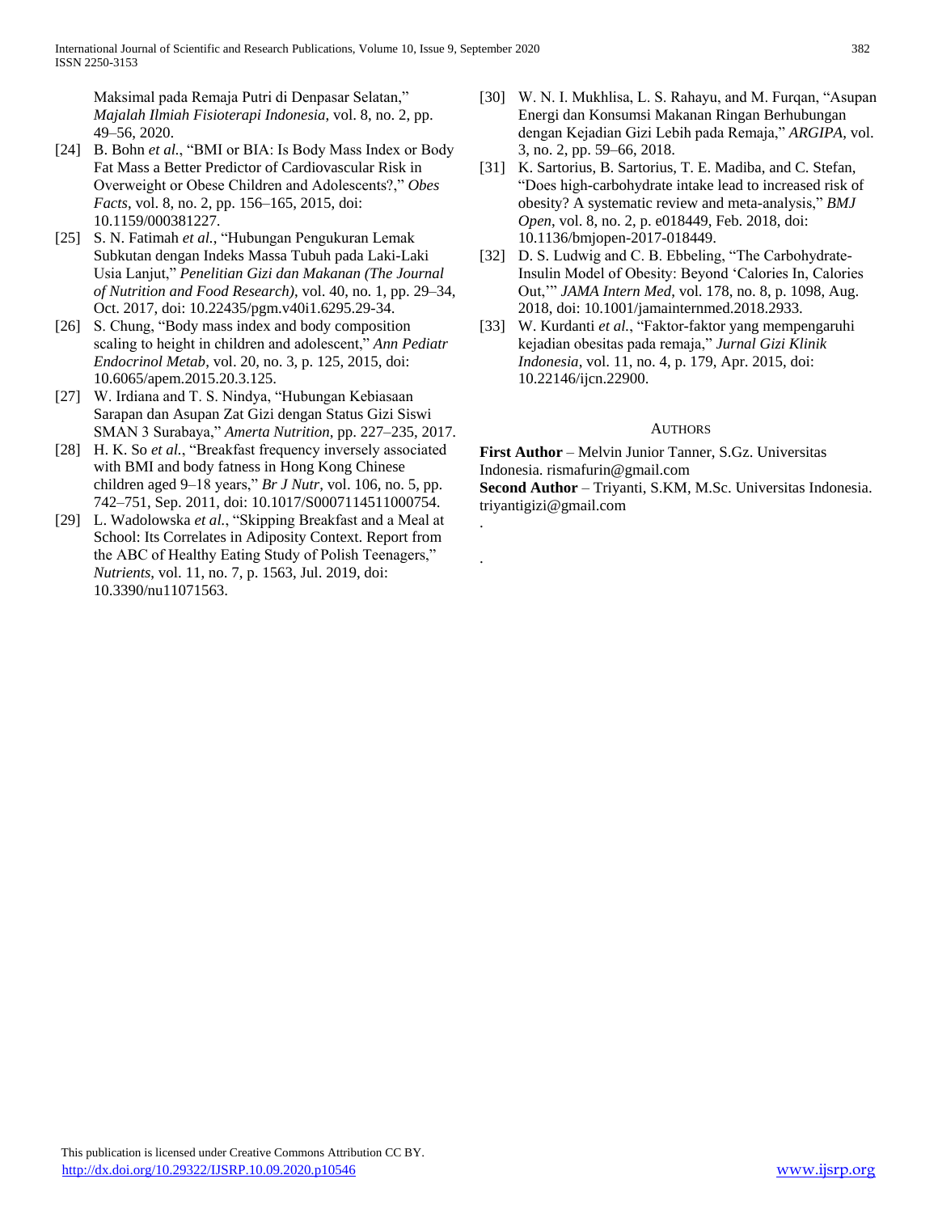Maksimal pada Remaja Putri di Denpasar Selatan," *Majalah Ilmiah Fisioterapi Indonesia*, vol. 8, no. 2, pp. 49–56, 2020.

[24] B. Bohn *et al.*, "BMI or BIA: Is Body Mass Index or Body Fat Mass a Better Predictor of Cardiovascular Risk in Overweight or Obese Children and Adolescents?," *Obes Facts*, vol. 8, no. 2, pp. 156–165, 2015, doi: 10.1159/000381227.

[25] S. N. Fatimah *et al.*, "Hubungan Pengukuran Lemak Subkutan dengan Indeks Massa Tubuh pada Laki-Laki Usia Lanjut," *Penelitian Gizi dan Makanan (The Journal of Nutrition and Food Research)*, vol. 40, no. 1, pp. 29–34, Oct. 2017, doi: 10.22435/pgm.v40i1.6295.29-34.

[26] S. Chung, "Body mass index and body composition scaling to height in children and adolescent," *Ann Pediatr Endocrinol Metab*, vol. 20, no. 3, p. 125, 2015, doi: 10.6065/apem.2015.20.3.125.

[27] W. Irdiana and T. S. Nindya, "Hubungan Kebiasaan Sarapan dan Asupan Zat Gizi dengan Status Gizi Siswi SMAN 3 Surabaya," *Amerta Nutrition*, pp. 227–235, 2017.

[28] H. K. So *et al.*, "Breakfast frequency inversely associated with BMI and body fatness in Hong Kong Chinese children aged 9–18 years," *Br J Nutr*, vol. 106, no. 5, pp. 742–751, Sep. 2011, doi: 10.1017/S0007114511000754.

[29] L. Wadolowska *et al.*, "Skipping Breakfast and a Meal at School: Its Correlates in Adiposity Context. Report from the ABC of Healthy Eating Study of Polish Teenagers," *Nutrients*, vol. 11, no. 7, p. 1563, Jul. 2019, doi: 10.3390/nu11071563.

[30] W. N. I. Mukhlisa, L. S. Rahayu, and M. Furqan, "Asupan Energi dan Konsumsi Makanan Ringan Berhubungan dengan Kejadian Gizi Lebih pada Remaja," *ARGIPA*, vol. 3, no. 2, pp. 59–66, 2018.

[31] K. Sartorius, B. Sartorius, T. E. Madiba, and C. Stefan, "Does high-carbohydrate intake lead to increased risk of obesity? A systematic review and meta-analysis," *BMJ Open*, vol. 8, no. 2, p. e018449, Feb. 2018, doi: 10.1136/bmjopen-2017-018449.

[32] D. S. Ludwig and C. B. Ebbeling, "The Carbohydrate-Insulin Model of Obesity: Beyond 'Calories In, Calories Out,'" *JAMA Intern Med*, vol. 178, no. 8, p. 1098, Aug. 2018, doi: 10.1001/jamainternmed.2018.2933.

[33] W. Kurdanti *et al.*, "Faktor-faktor yang mempengaruhi kejadian obesitas pada remaja," *Jurnal Gizi Klinik Indonesia*, vol. 11, no. 4, p. 179, Apr. 2015, doi: 10.22146/ijcn.22900.

## AUTHORS

**First Author** – Melvin Junior Tanner, S.Gz. Universitas Indonesia. rismafurin@gmail.com

**Second Author** – Triyanti, S.KM, M.Sc. Universitas Indonesia. triyantigizi@gmail.com